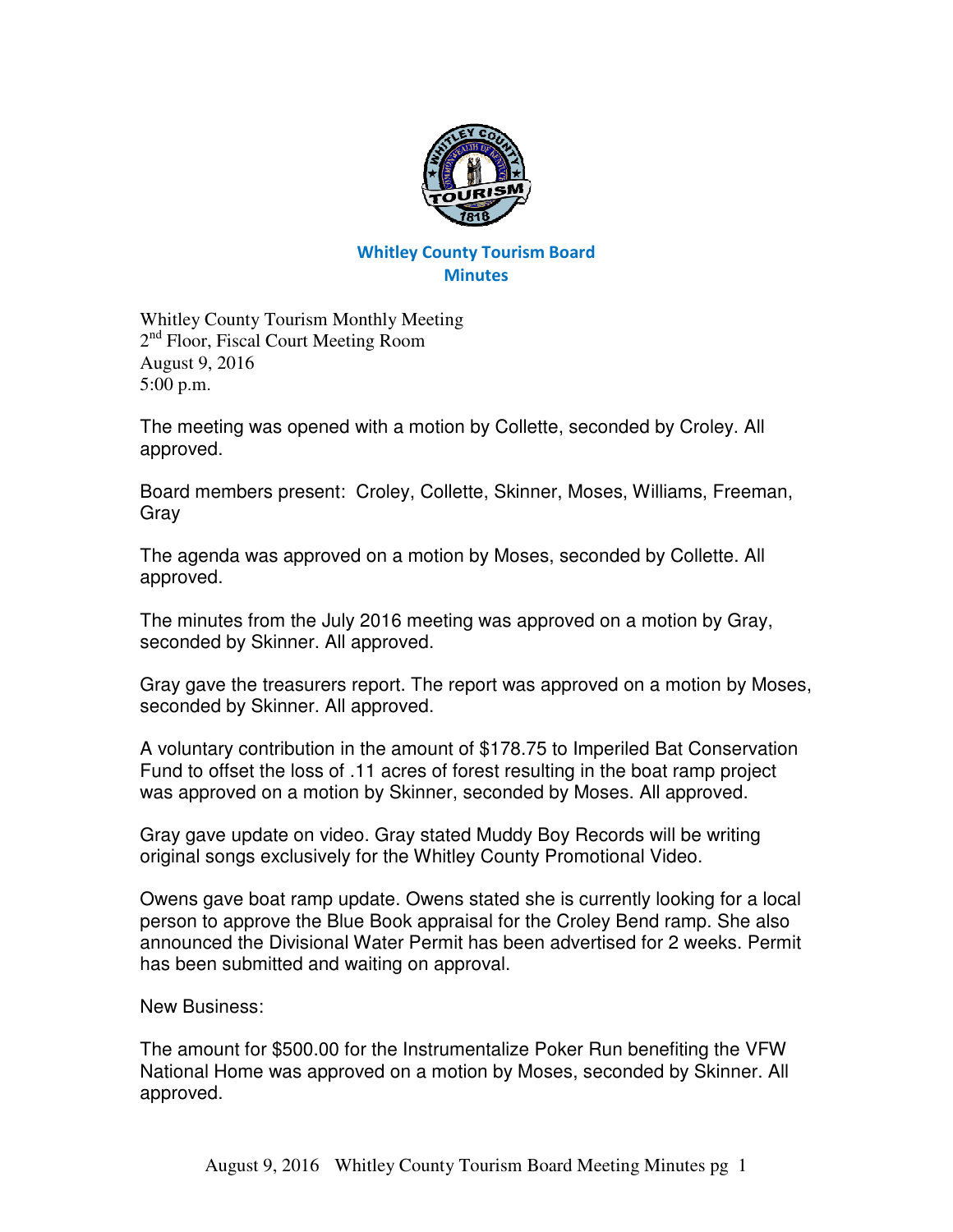# Whitley County Tourism Board
## Minutes

Whitley County Tourism Monthly Meeting
2nd Floor, Fiscal Court Meeting Room
August 9, 2016
5:00 p.m.

The meeting was opened with a motion by Collette, seconded by Croley. All approved.

Board members present: Croley, Collette, Skinner, Moses, Williams, Freeman, Gray

The agenda was approved on a motion by Moses, seconded by Collette. All approved.

The minutes from the July 2016 meeting was approved on a motion by Gray, seconded by Skinner. All approved.

Gray gave the treasurers report. The report was approved on a motion by Moses, seconded by Skinner. All approved.

A voluntary contribution in the amount of $178.75 to Imperiled Bat Conservation Fund to offset the loss of .11 acres of forest resulting in the boat ramp project was approved on a motion by Skinner, seconded by Moses. All approved.

Gray gave update on video. Gray stated Muddy Boy Records will be writing original songs exclusively for the Whitley County Promotional Video.

Owens gave boat ramp update. Owens stated she is currently looking for a local person to approve the Blue Book appraisal for the Croley Bend ramp. She also announced the Divisional Water Permit has been advertised for 2 weeks. Permit has been submitted and waiting on approval.

New Business:

The amount for $500.00 for the Instrumentalize Poker Run benefiting the VFW National Home was approved on a motion by Moses, seconded by Skinner. All approved.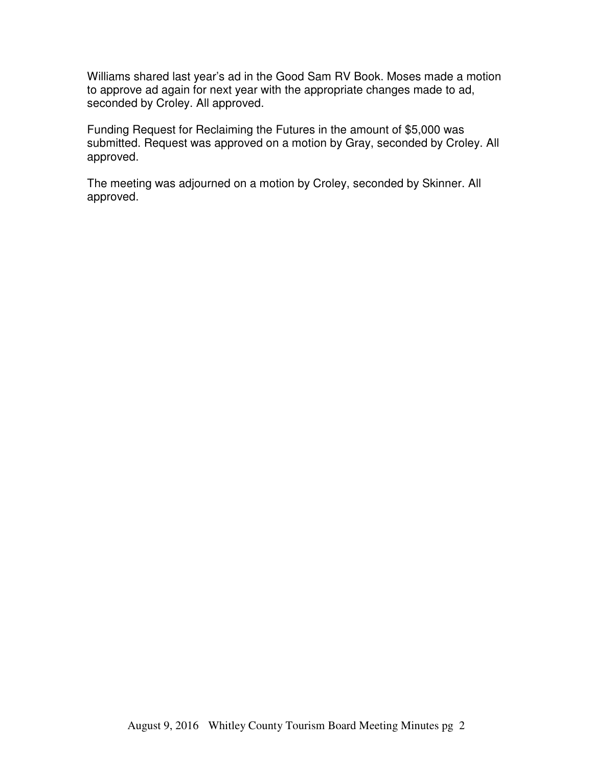Williams shared last year's ad in the Good Sam RV Book. Moses made a motion to approve ad again for next year with the appropriate changes made to ad, seconded by Croley. All approved.

Funding Request for Reclaiming the Futures in the amount of $5,000 was submitted. Request was approved on a motion by Gray, seconded by Croley. All approved.

The meeting was adjourned on a motion by Croley, seconded by Skinner. All approved.